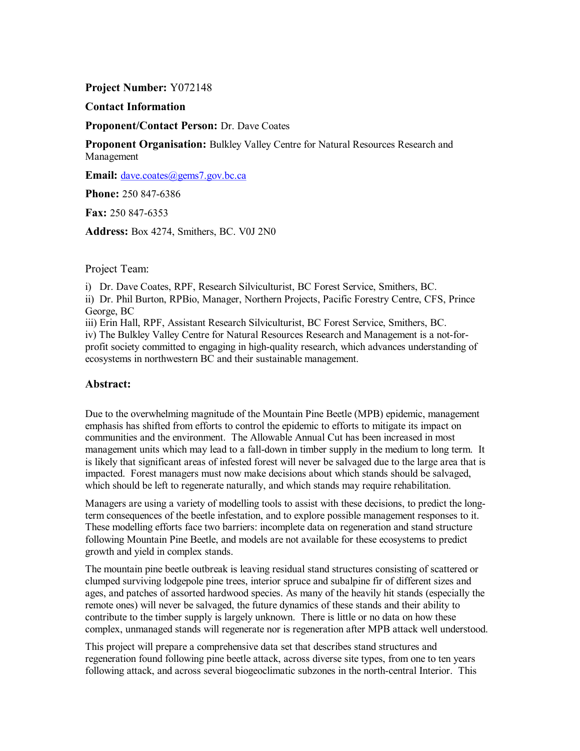**Project Number:** Y072148

**Contact Information**

**Proponent/Contact Person:** Dr. Dave Coates

**Proponent Organisation:** Bulkley Valley Centre for Natural Resources Research and Management

**Email:** dave.coates@gems7.gov.bc.ca

**Phone:** 250 847-6386

**Fax:** 250 847-6353

**Address:** Box 4274, Smithers, BC. V0J 2N0

Project Team:

i) Dr. Dave Coates, RPF, Research Silviculturist, BC Forest Service, Smithers, BC.
ii) Dr. Phil Burton, RPBio, Manager, Northern Projects, Pacific Forestry Centre, CFS, Prince George, BC
iii) Erin Hall, RPF, Assistant Research Silviculturist, BC Forest Service, Smithers, BC.
iv) The Bulkley Valley Centre for Natural Resources Research and Management is a not-for-profit society committed to engaging in high-quality research, which advances understanding of ecosystems in northwestern BC and their sustainable management.

## Abstract:

Due to the overwhelming magnitude of the Mountain Pine Beetle (MPB) epidemic, management emphasis has shifted from efforts to control the epidemic to efforts to mitigate its impact on communities and the environment. The Allowable Annual Cut has been increased in most management units which may lead to a fall-down in timber supply in the medium to long term. It is likely that significant areas of infested forest will never be salvaged due to the large area that is impacted. Forest managers must now make decisions about which stands should be salvaged, which should be left to regenerate naturally, and which stands may require rehabilitation.

Managers are using a variety of modelling tools to assist with these decisions, to predict the long-term consequences of the beetle infestation, and to explore possible management responses to it. These modelling efforts face two barriers: incomplete data on regeneration and stand structure following Mountain Pine Beetle, and models are not available for these ecosystems to predict growth and yield in complex stands.

The mountain pine beetle outbreak is leaving residual stand structures consisting of scattered or clumped surviving lodgepole pine trees, interior spruce and subalpine fir of different sizes and ages, and patches of assorted hardwood species. As many of the heavily hit stands (especially the remote ones) will never be salvaged, the future dynamics of these stands and their ability to contribute to the timber supply is largely unknown. There is little or no data on how these complex, unmanaged stands will regenerate nor is regeneration after MPB attack well understood.

This project will prepare a comprehensive data set that describes stand structures and regeneration found following pine beetle attack, across diverse site types, from one to ten years following attack, and across several biogeoclimatic subzones in the north-central Interior. This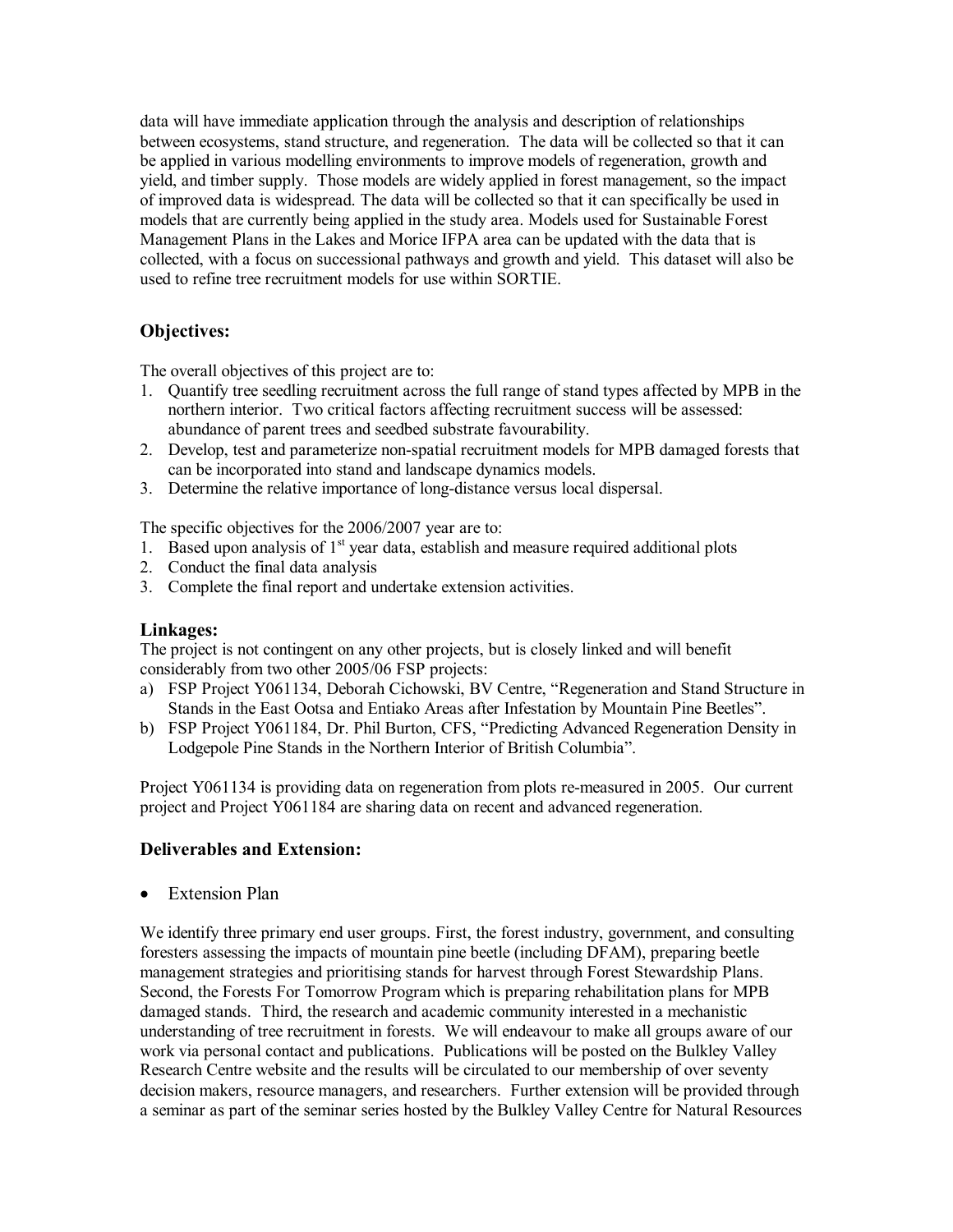data will have immediate application through the analysis and description of relationships between ecosystems, stand structure, and regeneration. The data will be collected so that it can be applied in various modelling environments to improve models of regeneration, growth and yield, and timber supply. Those models are widely applied in forest management, so the impact of improved data is widespread. The data will be collected so that it can specifically be used in models that are currently being applied in the study area. Models used for Sustainable Forest Management Plans in the Lakes and Morice IFPA area can be updated with the data that is collected, with a focus on successional pathways and growth and yield. This dataset will also be used to refine tree recruitment models for use within SORTIE.

## Objectives:

The overall objectives of this project are to:

1. Quantify tree seedling recruitment across the full range of stand types affected by MPB in the northern interior. Two critical factors affecting recruitment success will be assessed: abundance of parent trees and seedbed substrate favourability.
2. Develop, test and parameterize non-spatial recruitment models for MPB damaged forests that can be incorporated into stand and landscape dynamics models.
3. Determine the relative importance of long-distance versus local dispersal.

The specific objectives for the 2006/2007 year are to:

1. Based upon analysis of 1st year data, establish and measure required additional plots
2. Conduct the final data analysis
3. Complete the final report and undertake extension activities.

## Linkages:

The project is not contingent on any other projects, but is closely linked and will benefit considerably from two other 2005/06 FSP projects:

a) FSP Project Y061134, Deborah Cichowski, BV Centre, "Regeneration and Stand Structure in Stands in the East Ootsa and Entiako Areas after Infestation by Mountain Pine Beetles".
b) FSP Project Y061184, Dr. Phil Burton, CFS, "Predicting Advanced Regeneration Density in Lodgepole Pine Stands in the Northern Interior of British Columbia".

Project Y061134 is providing data on regeneration from plots re-measured in 2005. Our current project and Project Y061184 are sharing data on recent and advanced regeneration.

## Deliverables and Extension:

- Extension Plan

We identify three primary end user groups. First, the forest industry, government, and consulting foresters assessing the impacts of mountain pine beetle (including DFAM), preparing beetle management strategies and prioritising stands for harvest through Forest Stewardship Plans. Second, the Forests For Tomorrow Program which is preparing rehabilitation plans for MPB damaged stands. Third, the research and academic community interested in a mechanistic understanding of tree recruitment in forests. We will endeavour to make all groups aware of our work via personal contact and publications. Publications will be posted on the Bulkley Valley Research Centre website and the results will be circulated to our membership of over seventy decision makers, resource managers, and researchers. Further extension will be provided through a seminar as part of the seminar series hosted by the Bulkley Valley Centre for Natural Resources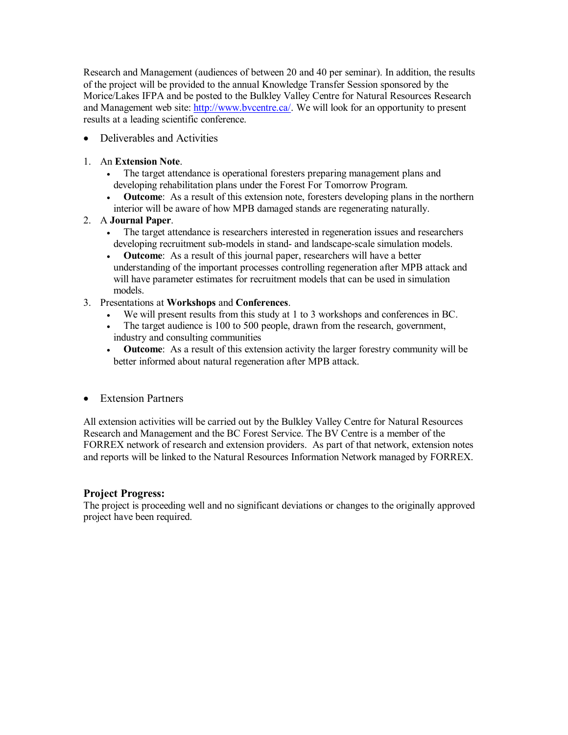Research and Management (audiences of between 20 and 40 per seminar). In addition, the results of the project will be provided to the annual Knowledge Transfer Session sponsored by the Morice/Lakes IFPA and be posted to the Bulkley Valley Centre for Natural Resources Research and Management web site: http://www.bvcentre.ca/. We will look for an opportunity to present results at a leading scientific conference.

- Deliverables and Activities

1. An **Extension Note**.
   - The target attendance is operational foresters preparing management plans and developing rehabilitation plans under the Forest For Tomorrow Program.
   - **Outcome**: As a result of this extension note, foresters developing plans in the northern interior will be aware of how MPB damaged stands are regenerating naturally.
2. A **Journal Paper**.
   - The target attendance is researchers interested in regeneration issues and researchers developing recruitment sub-models in stand- and landscape-scale simulation models.
   - **Outcome**: As a result of this journal paper, researchers will have a better understanding of the important processes controlling regeneration after MPB attack and will have parameter estimates for recruitment models that can be used in simulation models.
3. Presentations at **Workshops** and **Conferences**.
   - We will present results from this study at 1 to 3 workshops and conferences in BC.
   - The target audience is 100 to 500 people, drawn from the research, government, industry and consulting communities
   - **Outcome**: As a result of this extension activity the larger forestry community will be better informed about natural regeneration after MPB attack.

- Extension Partners

All extension activities will be carried out by the Bulkley Valley Centre for Natural Resources Research and Management and the BC Forest Service. The BV Centre is a member of the FORREX network of research and extension providers. As part of that network, extension notes and reports will be linked to the Natural Resources Information Network managed by FORREX.

### Project Progress:

The project is proceeding well and no significant deviations or changes to the originally approved project have been required.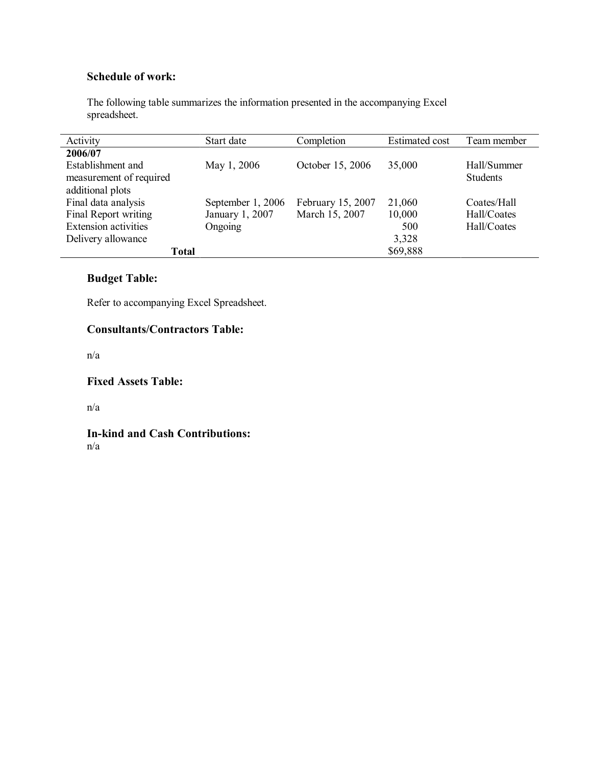**Schedule of work:**

The following table summarizes the information presented in the accompanying Excel spreadsheet.

| Activity | Start date | Completion | Estimated cost | Team member |
|---|---|---|---|---|
| **2006/07** | | | | |
| Establishment and measurement of required additional plots | May 1, 2006 | October 15, 2006 | 35,000 | Hall/Summer Students |
| Final data analysis | September 1, 2006 | February 15, 2007 | 21,060 | Coates/Hall |
| Final Report writing | January 1, 2007 | March 15, 2007 | 10,000 | Hall/Coates |
| Extension activities | Ongoing | | 500 | Hall/Coates |
| Delivery allowance | | | 3,328 | |
| **Total** | | | $69,888 | |

## Budget Table:

Refer to accompanying Excel Spreadsheet.

## Consultants/Contractors Table:

n/a

## Fixed Assets Table:

n/a

## In-kind and Cash Contributions:

n/a